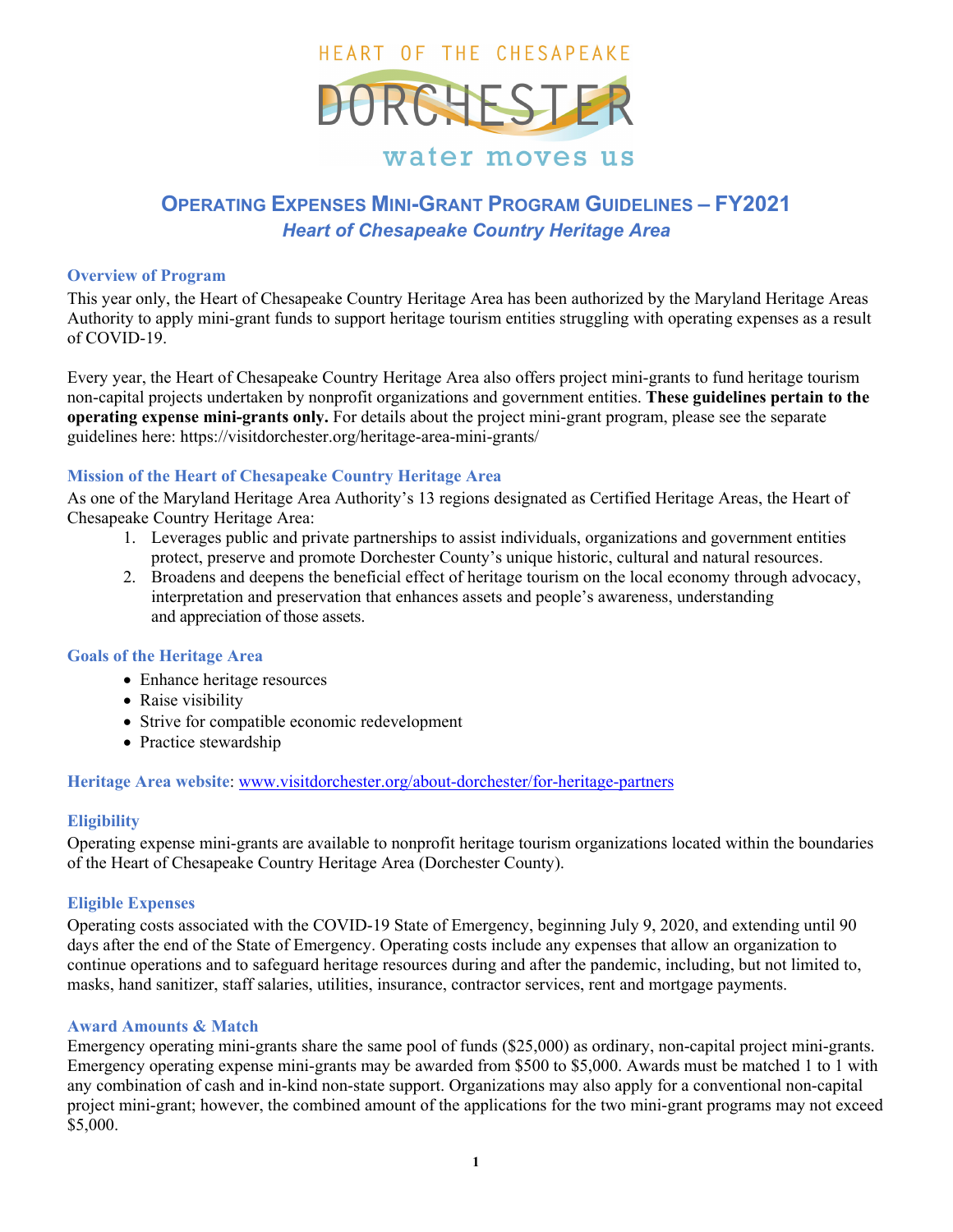HEART OF THE CHESAPEAKE

DORCHESTER

water moves us

# Operating Expenses Mini-Grant Program Guidelines – FY2021

## *Heart of Chesapeake Country Heritage Area*

### Overview of Program

This year only, the Heart of Chesapeake Country Heritage Area has been authorized by the Maryland Heritage Areas Authority to apply mini-grant funds to support heritage tourism entities struggling with operating expenses as a result of COVID-19.

Every year, the Heart of Chesapeake Country Heritage Area also offers project mini-grants to fund heritage tourism non-capital projects undertaken by nonprofit organizations and government entities. **These guidelines pertain to the operating expense mini-grants only.** For details about the project mini-grant program, please see the separate guidelines here: https://visitdorchester.org/heritage-area-mini-grants/

### Mission of the Heart of Chesapeake Country Heritage Area

As one of the Maryland Heritage Area Authority's 13 regions designated as Certified Heritage Areas, the Heart of Chesapeake Country Heritage Area:

1. Leverages public and private partnerships to assist individuals, organizations and government entities protect, preserve and promote Dorchester County's unique historic, cultural and natural resources.
2. Broadens and deepens the beneficial effect of heritage tourism on the local economy through advocacy, interpretation and preservation that enhances assets and people's awareness, understanding and appreciation of those assets.

### Goals of the Heritage Area

- Enhance heritage resources
- Raise visibility
- Strive for compatible economic redevelopment
- Practice stewardship

**Heritage Area website**: [www.visitdorchester.org/about-dorchester/for-heritage-partners](http://www.visitdorchester.org/about-dorchester/for-heritage-partners)

### Eligibility

Operating expense mini-grants are available to nonprofit heritage tourism organizations located within the boundaries of the Heart of Chesapeake Country Heritage Area (Dorchester County).

### Eligible Expenses

Operating costs associated with the COVID-19 State of Emergency, beginning July 9, 2020, and extending until 90 days after the end of the State of Emergency. Operating costs include any expenses that allow an organization to continue operations and to safeguard heritage resources during and after the pandemic, including, but not limited to, masks, hand sanitizer, staff salaries, utilities, insurance, contractor services, rent and mortgage payments.

### Award Amounts & Match

Emergency operating mini-grants share the same pool of funds ($25,000) as ordinary, non-capital project mini-grants. Emergency operating expense mini-grants may be awarded from $500 to $5,000. Awards must be matched 1 to 1 with any combination of cash and in-kind non-state support. Organizations may also apply for a conventional non-capital project mini-grant; however, the combined amount of the applications for the two mini-grant programs may not exceed $5,000.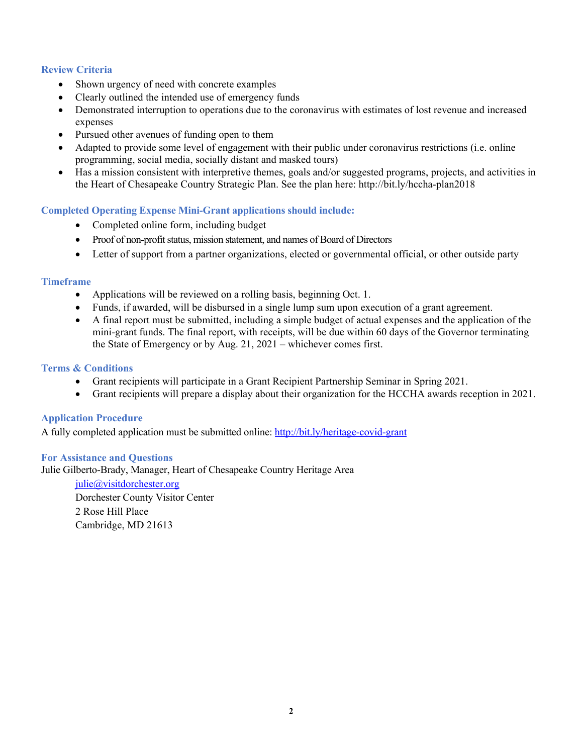### Review Criteria

- Shown urgency of need with concrete examples
- Clearly outlined the intended use of emergency funds
- Demonstrated interruption to operations due to the coronavirus with estimates of lost revenue and increased expenses
- Pursued other avenues of funding open to them
- Adapted to provide some level of engagement with their public under coronavirus restrictions (i.e. online programming, social media, socially distant and masked tours)
- Has a mission consistent with interpretive themes, goals and/or suggested programs, projects, and activities in the Heart of Chesapeake Country Strategic Plan. See the plan here: http://bit.ly/hccha-plan2018

### Completed Operating Expense Mini-Grant applications should include:

- Completed online form, including budget
- Proof of non-profit status, mission statement, and names of Board of Directors
- Letter of support from a partner organizations, elected or governmental official, or other outside party

### Timeframe

- Applications will be reviewed on a rolling basis, beginning Oct. 1.
- Funds, if awarded, will be disbursed in a single lump sum upon execution of a grant agreement.
- A final report must be submitted, including a simple budget of actual expenses and the application of the mini-grant funds. The final report, with receipts, will be due within 60 days of the Governor terminating the State of Emergency or by Aug. 21, 2021 – whichever comes first.

### Terms & Conditions

- Grant recipients will participate in a Grant Recipient Partnership Seminar in Spring 2021.
- Grant recipients will prepare a display about their organization for the HCCHA awards reception in 2021.

### Application Procedure

A fully completed application must be submitted online: http://bit.ly/heritage-covid-grant

### For Assistance and Questions

Julie Gilberto-Brady, Manager, Heart of Chesapeake Country Heritage Area

julie@visitdorchester.org
Dorchester County Visitor Center
2 Rose Hill Place
Cambridge, MD 21613